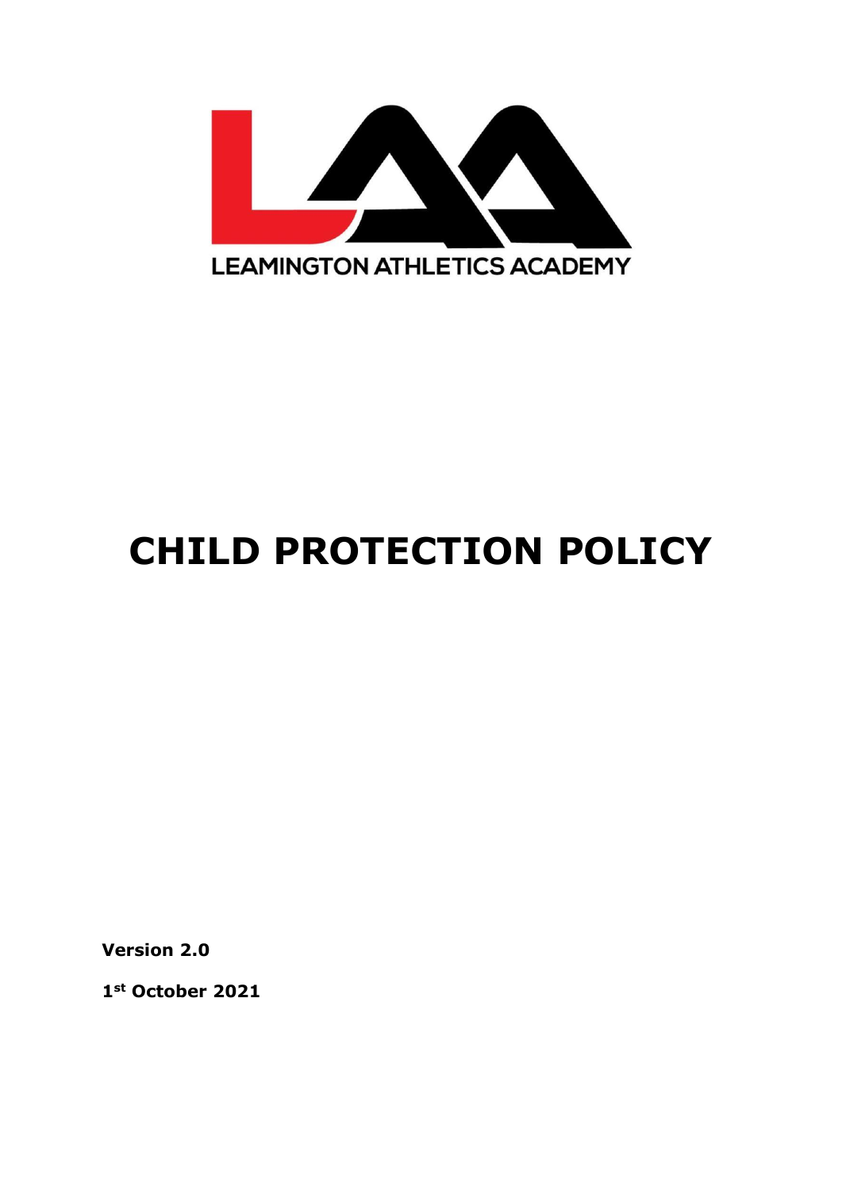LEAMINGTON ATHLETICS ACADEMY

# CHILD PROTECTION POLICY

**Version 2.0**

**1st October 2021**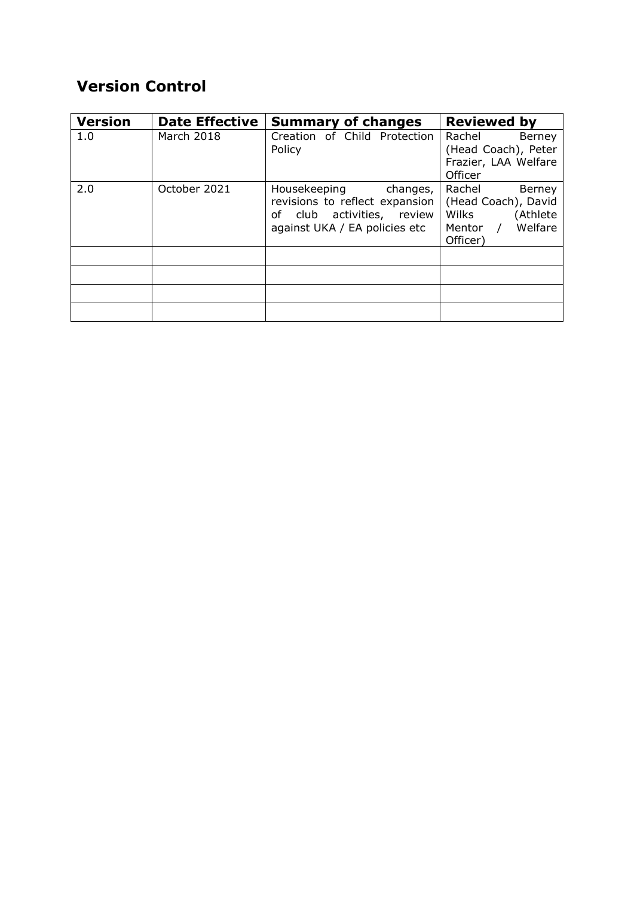## Version Control

| Version | Date Effective | Summary of changes | Reviewed by |
| --- | --- | --- | --- |
| 1.0 | March 2018 | Creation of Child Protection Policy | Rachel Berney (Head Coach), Peter Frazier, LAA Welfare Officer |
| 2.0 | October 2021 | Housekeeping changes, revisions to reflect expansion of club activities, review against UKA / EA policies etc | Rachel Berney (Head Coach), David Wilks (Athlete Mentor / Welfare Officer) |
| | | | |
| | | | |
| | | | |
| | | | |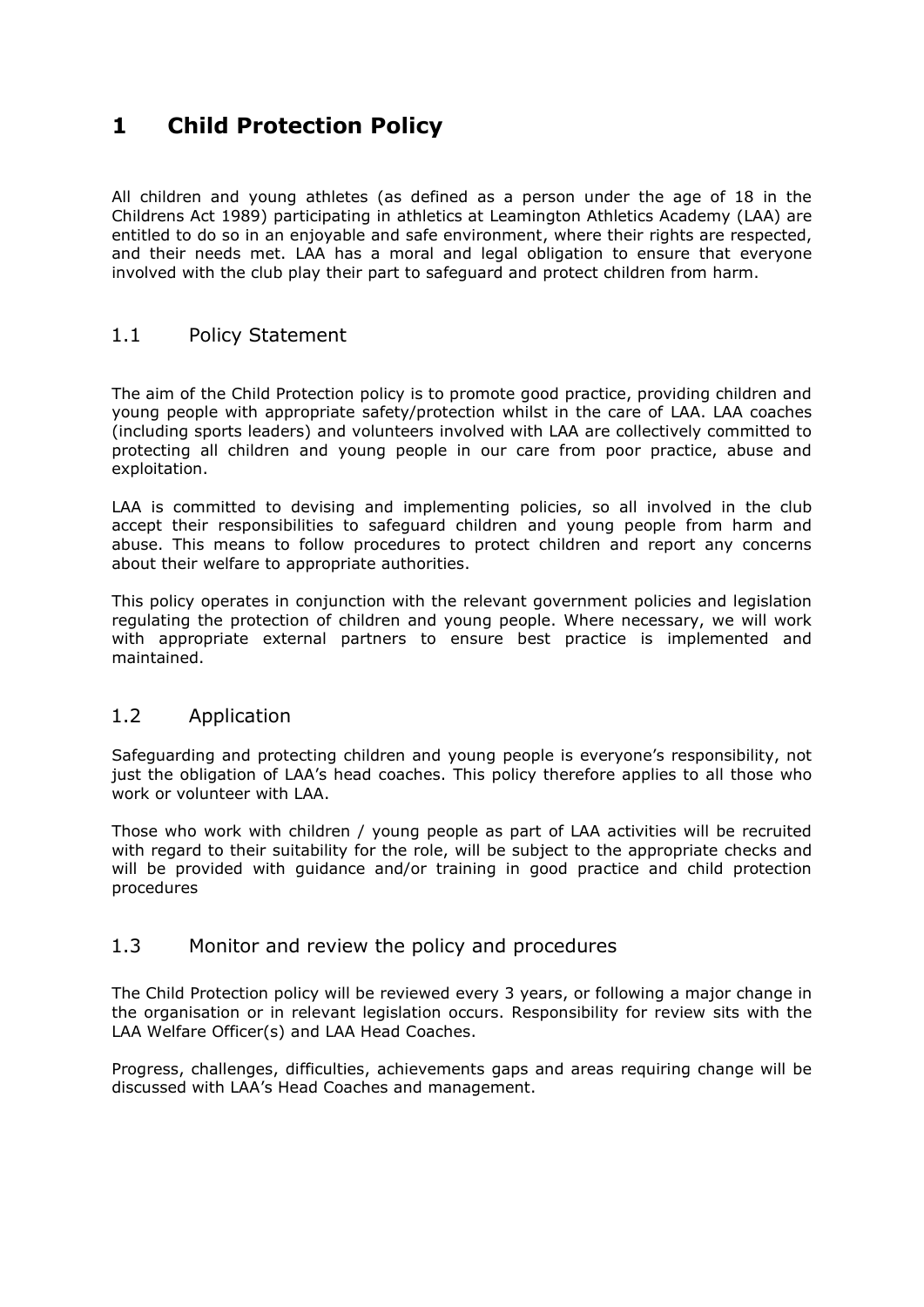# 1 Child Protection Policy

All children and young athletes (as defined as a person under the age of 18 in the Childrens Act 1989) participating in athletics at Leamington Athletics Academy (LAA) are entitled to do so in an enjoyable and safe environment, where their rights are respected, and their needs met. LAA has a moral and legal obligation to ensure that everyone involved with the club play their part to safeguard and protect children from harm.

## 1.1 Policy Statement

The aim of the Child Protection policy is to promote good practice, providing children and young people with appropriate safety/protection whilst in the care of LAA. LAA coaches (including sports leaders) and volunteers involved with LAA are collectively committed to protecting all children and young people in our care from poor practice, abuse and exploitation.

LAA is committed to devising and implementing policies, so all involved in the club accept their responsibilities to safeguard children and young people from harm and abuse. This means to follow procedures to protect children and report any concerns about their welfare to appropriate authorities.

This policy operates in conjunction with the relevant government policies and legislation regulating the protection of children and young people. Where necessary, we will work with appropriate external partners to ensure best practice is implemented and maintained.

## 1.2 Application

Safeguarding and protecting children and young people is everyone's responsibility, not just the obligation of LAA's head coaches. This policy therefore applies to all those who work or volunteer with LAA.

Those who work with children / young people as part of LAA activities will be recruited with regard to their suitability for the role, will be subject to the appropriate checks and will be provided with guidance and/or training in good practice and child protection procedures

## 1.3 Monitor and review the policy and procedures

The Child Protection policy will be reviewed every 3 years, or following a major change in the organisation or in relevant legislation occurs. Responsibility for review sits with the LAA Welfare Officer(s) and LAA Head Coaches.

Progress, challenges, difficulties, achievements gaps and areas requiring change will be discussed with LAA's Head Coaches and management.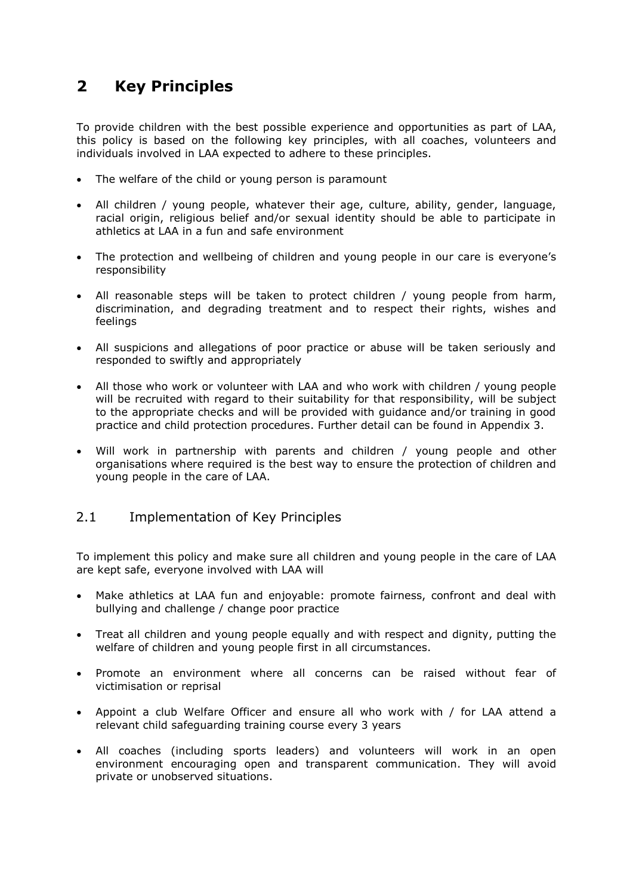# 2 Key Principles

To provide children with the best possible experience and opportunities as part of LAA, this policy is based on the following key principles, with all coaches, volunteers and individuals involved in LAA expected to adhere to these principles.

- The welfare of the child or young person is paramount
- All children / young people, whatever their age, culture, ability, gender, language, racial origin, religious belief and/or sexual identity should be able to participate in athletics at LAA in a fun and safe environment
- The protection and wellbeing of children and young people in our care is everyone's responsibility
- All reasonable steps will be taken to protect children / young people from harm, discrimination, and degrading treatment and to respect their rights, wishes and feelings
- All suspicions and allegations of poor practice or abuse will be taken seriously and responded to swiftly and appropriately
- All those who work or volunteer with LAA and who work with children / young people will be recruited with regard to their suitability for that responsibility, will be subject to the appropriate checks and will be provided with guidance and/or training in good practice and child protection procedures. Further detail can be found in Appendix 3.
- Will work in partnership with parents and children / young people and other organisations where required is the best way to ensure the protection of children and young people in the care of LAA.

## 2.1 Implementation of Key Principles

To implement this policy and make sure all children and young people in the care of LAA are kept safe, everyone involved with LAA will

- Make athletics at LAA fun and enjoyable: promote fairness, confront and deal with bullying and challenge / change poor practice
- Treat all children and young people equally and with respect and dignity, putting the welfare of children and young people first in all circumstances.
- Promote an environment where all concerns can be raised without fear of victimisation or reprisal
- Appoint a club Welfare Officer and ensure all who work with / for LAA attend a relevant child safeguarding training course every 3 years
- All coaches (including sports leaders) and volunteers will work in an open environment encouraging open and transparent communication. They will avoid private or unobserved situations.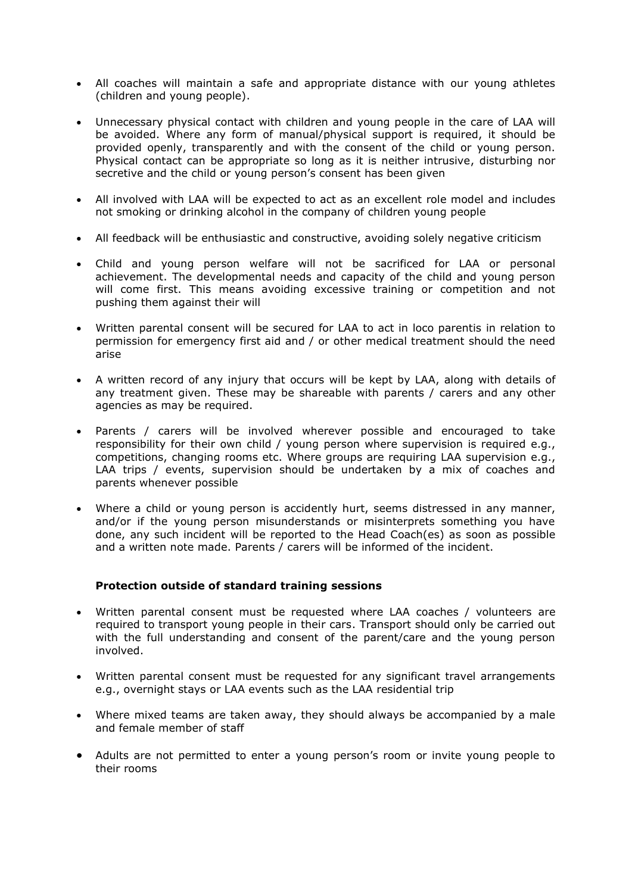- All coaches will maintain a safe and appropriate distance with our young athletes (children and young people).

- Unnecessary physical contact with children and young people in the care of LAA will be avoided. Where any form of manual/physical support is required, it should be provided openly, transparently and with the consent of the child or young person. Physical contact can be appropriate so long as it is neither intrusive, disturbing nor secretive and the child or young person's consent has been given

- All involved with LAA will be expected to act as an excellent role model and includes not smoking or drinking alcohol in the company of children young people

- All feedback will be enthusiastic and constructive, avoiding solely negative criticism

- Child and young person welfare will not be sacrificed for LAA or personal achievement. The developmental needs and capacity of the child and young person will come first. This means avoiding excessive training or competition and not pushing them against their will

- Written parental consent will be secured for LAA to act in loco parentis in relation to permission for emergency first aid and / or other medical treatment should the need arise

- A written record of any injury that occurs will be kept by LAA, along with details of any treatment given. These may be shareable with parents / carers and any other agencies as may be required.

- Parents / carers will be involved wherever possible and encouraged to take responsibility for their own child / young person where supervision is required e.g., competitions, changing rooms etc. Where groups are requiring LAA supervision e.g., LAA trips / events, supervision should be undertaken by a mix of coaches and parents whenever possible

- Where a child or young person is accidently hurt, seems distressed in any manner, and/or if the young person misunderstands or misinterprets something you have done, any such incident will be reported to the Head Coach(es) as soon as possible and a written note made. Parents / carers will be informed of the incident.

**Protection outside of standard training sessions**

- Written parental consent must be requested where LAA coaches / volunteers are required to transport young people in their cars. Transport should only be carried out with the full understanding and consent of the parent/care and the young person involved.

- Written parental consent must be requested for any significant travel arrangements e.g., overnight stays or LAA events such as the LAA residential trip

- Where mixed teams are taken away, they should always be accompanied by a male and female member of staff

- Adults are not permitted to enter a young person's room or invite young people to their rooms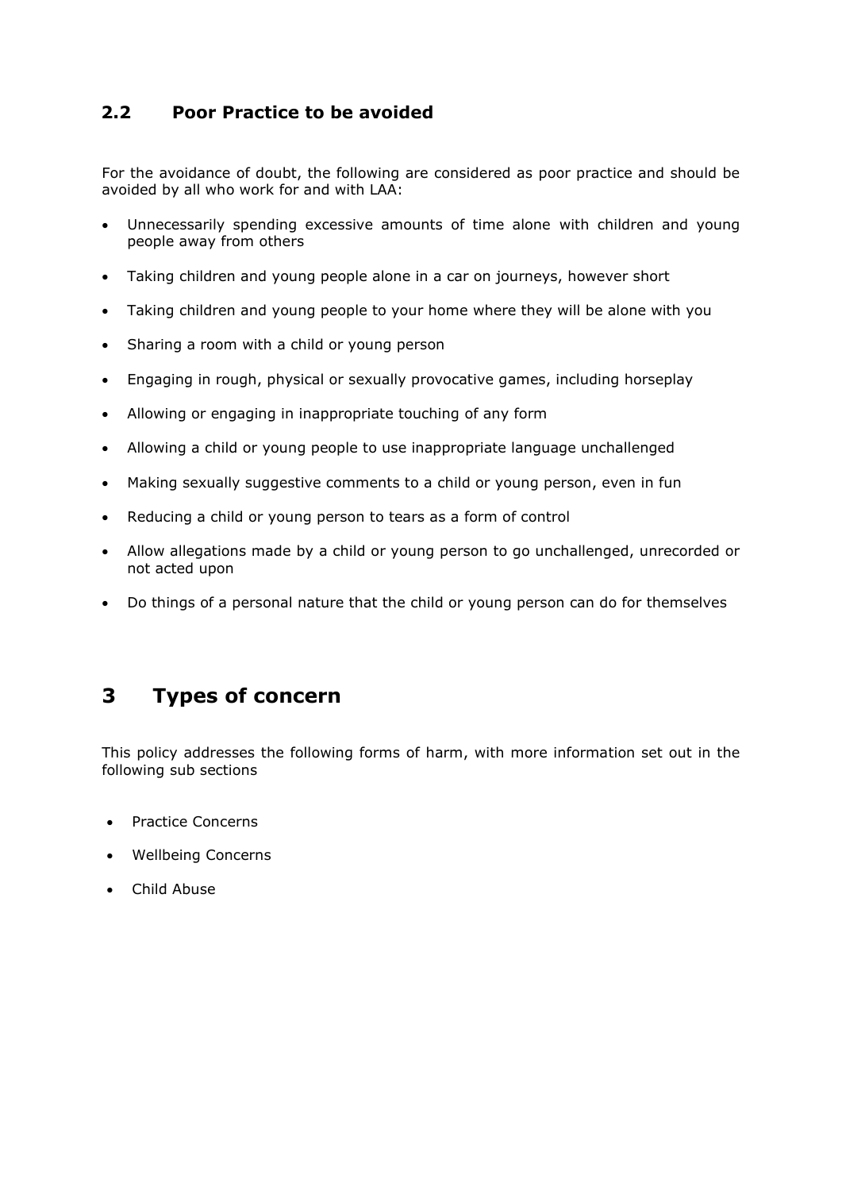## 2.2 Poor Practice to be avoided

For the avoidance of doubt, the following are considered as poor practice and should be avoided by all who work for and with LAA:

- Unnecessarily spending excessive amounts of time alone with children and young people away from others
- Taking children and young people alone in a car on journeys, however short
- Taking children and young people to your home where they will be alone with you
- Sharing a room with a child or young person
- Engaging in rough, physical or sexually provocative games, including horseplay
- Allowing or engaging in inappropriate touching of any form
- Allowing a child or young people to use inappropriate language unchallenged
- Making sexually suggestive comments to a child or young person, even in fun
- Reducing a child or young person to tears as a form of control
- Allow allegations made by a child or young person to go unchallenged, unrecorded or not acted upon
- Do things of a personal nature that the child or young person can do for themselves

# 3 Types of concern

This policy addresses the following forms of harm, with more information set out in the following sub sections

- Practice Concerns
- Wellbeing Concerns
- Child Abuse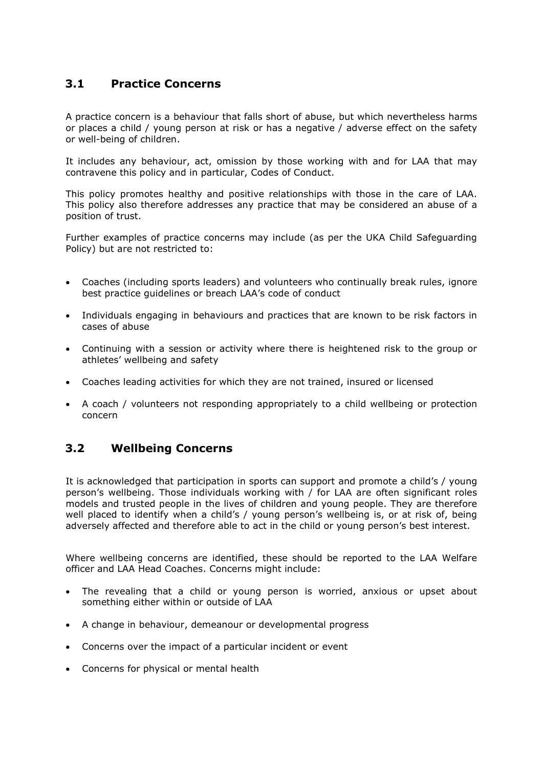## 3.1 Practice Concerns

A practice concern is a behaviour that falls short of abuse, but which nevertheless harms or places a child / young person at risk or has a negative / adverse effect on the safety or well-being of children.

It includes any behaviour, act, omission by those working with and for LAA that may contravene this policy and in particular, Codes of Conduct.

This policy promotes healthy and positive relationships with those in the care of LAA. This policy also therefore addresses any practice that may be considered an abuse of a position of trust.

Further examples of practice concerns may include (as per the UKA Child Safeguarding Policy) but are not restricted to:

- Coaches (including sports leaders) and volunteers who continually break rules, ignore best practice guidelines or breach LAA's code of conduct
- Individuals engaging in behaviours and practices that are known to be risk factors in cases of abuse
- Continuing with a session or activity where there is heightened risk to the group or athletes' wellbeing and safety
- Coaches leading activities for which they are not trained, insured or licensed
- A coach / volunteers not responding appropriately to a child wellbeing or protection concern

## 3.2 Wellbeing Concerns

It is acknowledged that participation in sports can support and promote a child's / young person's wellbeing. Those individuals working with / for LAA are often significant roles models and trusted people in the lives of children and young people. They are therefore well placed to identify when a child's / young person's wellbeing is, or at risk of, being adversely affected and therefore able to act in the child or young person's best interest.

Where wellbeing concerns are identified, these should be reported to the LAA Welfare officer and LAA Head Coaches. Concerns might include:

- The revealing that a child or young person is worried, anxious or upset about something either within or outside of LAA
- A change in behaviour, demeanour or developmental progress
- Concerns over the impact of a particular incident or event
- Concerns for physical or mental health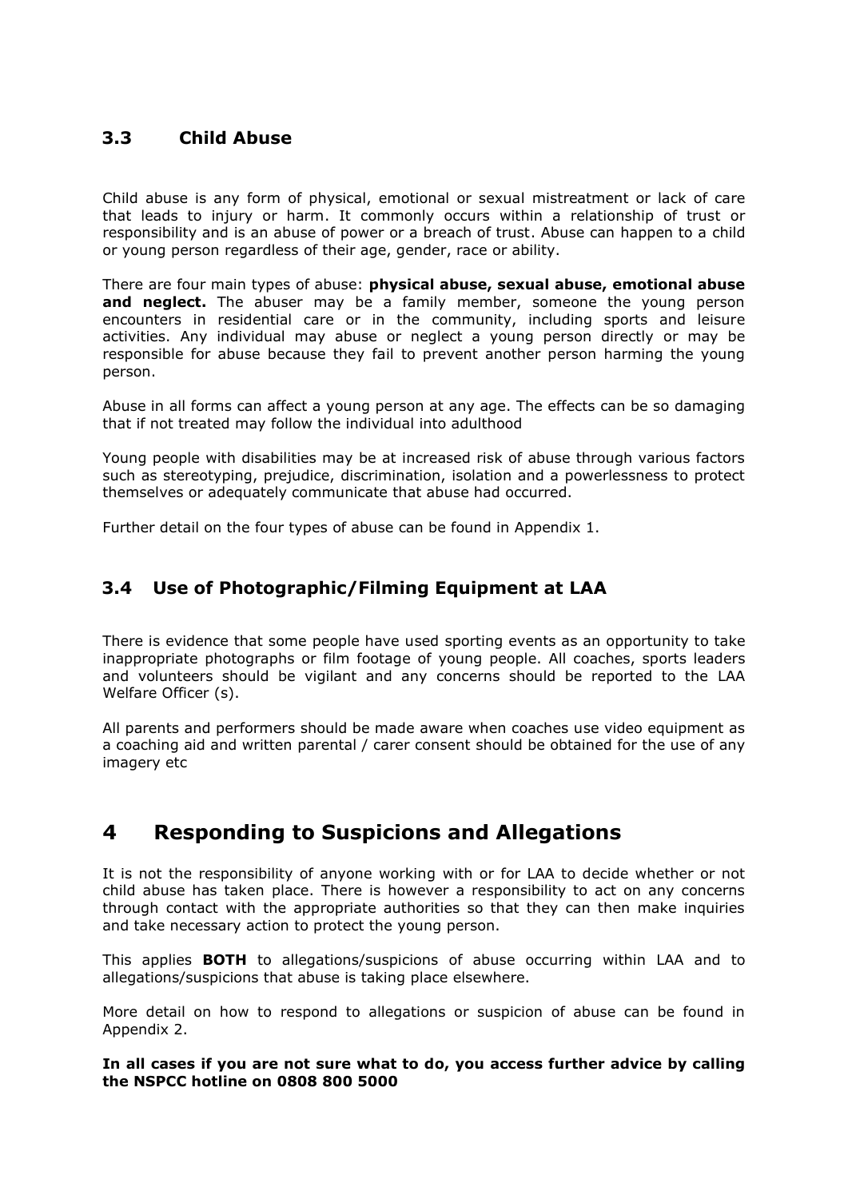### 3.3 Child Abuse

Child abuse is any form of physical, emotional or sexual mistreatment or lack of care that leads to injury or harm. It commonly occurs within a relationship of trust or responsibility and is an abuse of power or a breach of trust. Abuse can happen to a child or young person regardless of their age, gender, race or ability.

There are four main types of abuse: **physical abuse, sexual abuse, emotional abuse and neglect.** The abuser may be a family member, someone the young person encounters in residential care or in the community, including sports and leisure activities. Any individual may abuse or neglect a young person directly or may be responsible for abuse because they fail to prevent another person harming the young person.

Abuse in all forms can affect a young person at any age. The effects can be so damaging that if not treated may follow the individual into adulthood

Young people with disabilities may be at increased risk of abuse through various factors such as stereotyping, prejudice, discrimination, isolation and a powerlessness to protect themselves or adequately communicate that abuse had occurred.

Further detail on the four types of abuse can be found in Appendix 1.

### 3.4 Use of Photographic/Filming Equipment at LAA

There is evidence that some people have used sporting events as an opportunity to take inappropriate photographs or film footage of young people. All coaches, sports leaders and volunteers should be vigilant and any concerns should be reported to the LAA Welfare Officer (s).

All parents and performers should be made aware when coaches use video equipment as a coaching aid and written parental / carer consent should be obtained for the use of any imagery etc

## 4 Responding to Suspicions and Allegations

It is not the responsibility of anyone working with or for LAA to decide whether or not child abuse has taken place. There is however a responsibility to act on any concerns through contact with the appropriate authorities so that they can then make inquiries and take necessary action to protect the young person.

This applies **BOTH** to allegations/suspicions of abuse occurring within LAA and to allegations/suspicions that abuse is taking place elsewhere.

More detail on how to respond to allegations or suspicion of abuse can be found in Appendix 2.

**In all cases if you are not sure what to do, you access further advice by calling the NSPCC hotline on 0808 800 5000**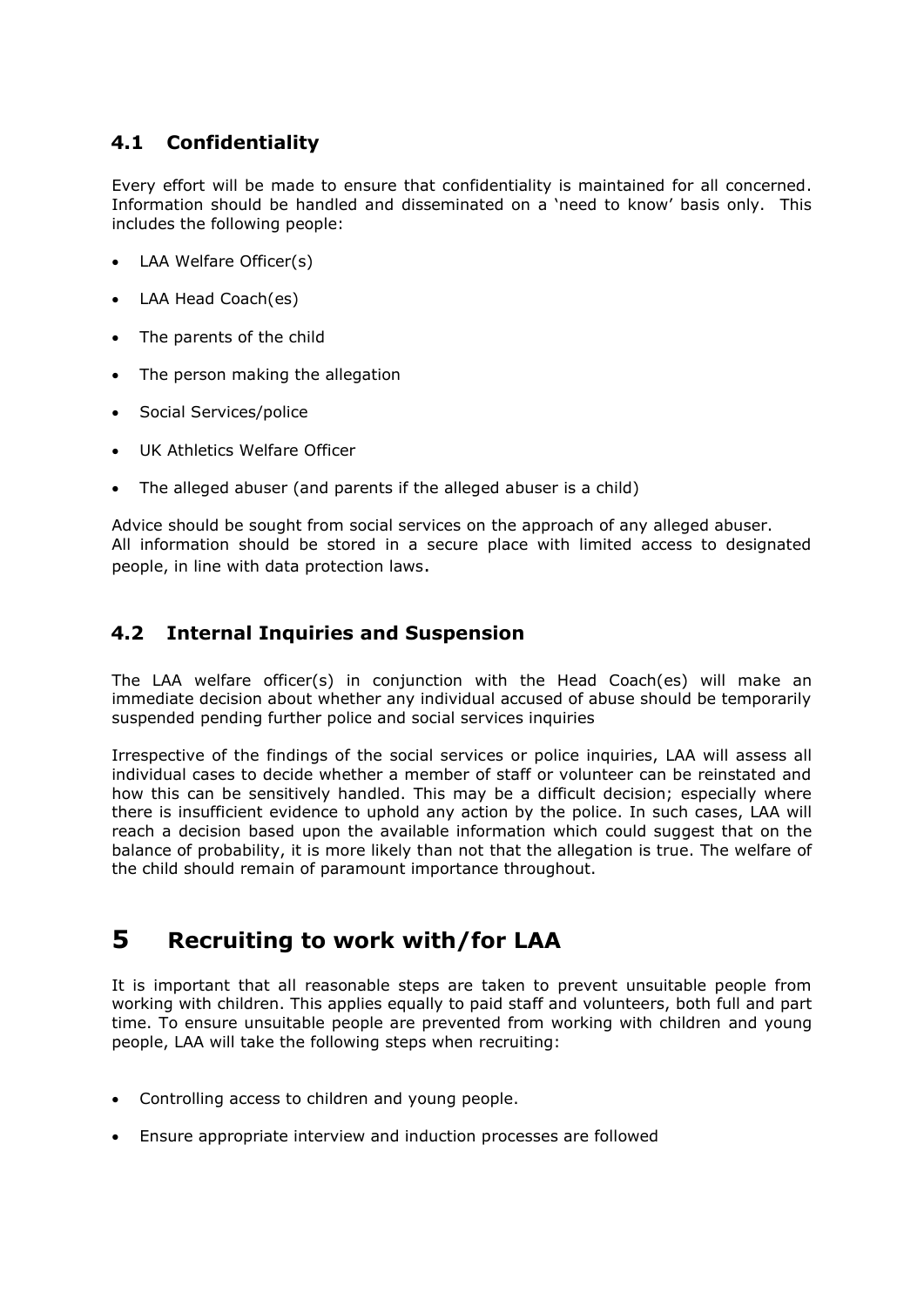### 4.1 Confidentiality

Every effort will be made to ensure that confidentiality is maintained for all concerned. Information should be handled and disseminated on a 'need to know' basis only. This includes the following people:

- LAA Welfare Officer(s)
- LAA Head Coach(es)
- The parents of the child
- The person making the allegation
- Social Services/police
- UK Athletics Welfare Officer
- The alleged abuser (and parents if the alleged abuser is a child)

Advice should be sought from social services on the approach of any alleged abuser.
All information should be stored in a secure place with limited access to designated people, in line with data protection laws.

### 4.2 Internal Inquiries and Suspension

The LAA welfare officer(s) in conjunction with the Head Coach(es) will make an immediate decision about whether any individual accused of abuse should be temporarily suspended pending further police and social services inquiries

Irrespective of the findings of the social services or police inquiries, LAA will assess all individual cases to decide whether a member of staff or volunteer can be reinstated and how this can be sensitively handled. This may be a difficult decision; especially where there is insufficient evidence to uphold any action by the police. In such cases, LAA will reach a decision based upon the available information which could suggest that on the balance of probability, it is more likely than not that the allegation is true. The welfare of the child should remain of paramount importance throughout.

## 5 Recruiting to work with/for LAA

It is important that all reasonable steps are taken to prevent unsuitable people from working with children. This applies equally to paid staff and volunteers, both full and part time. To ensure unsuitable people are prevented from working with children and young people, LAA will take the following steps when recruiting:

- Controlling access to children and young people.
- Ensure appropriate interview and induction processes are followed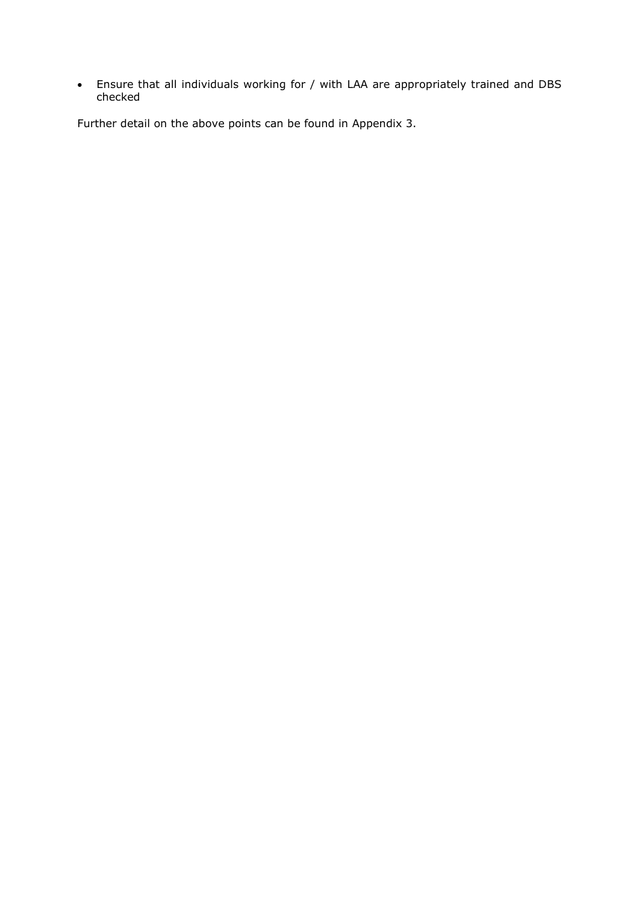- Ensure that all individuals working for / with LAA are appropriately trained and DBS checked

Further detail on the above points can be found in Appendix 3.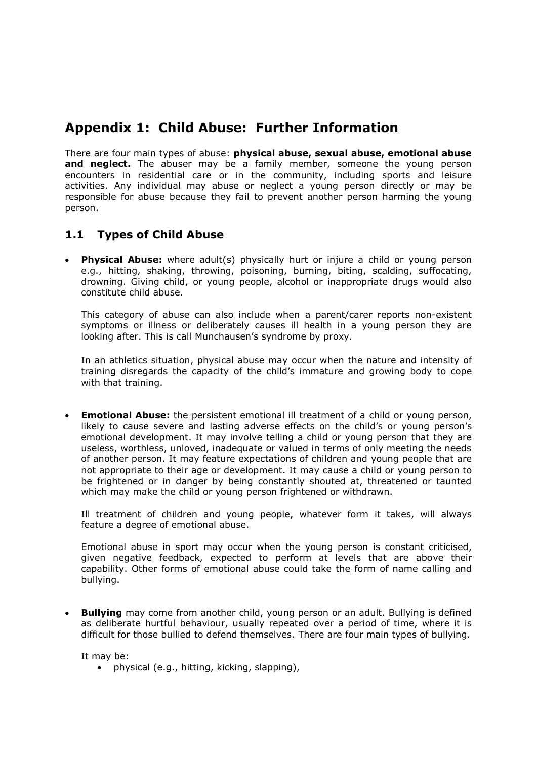## Appendix 1: Child Abuse: Further Information

There are four main types of abuse: **physical abuse, sexual abuse, emotional abuse and neglect.** The abuser may be a family member, someone the young person encounters in residential care or in the community, including sports and leisure activities. Any individual may abuse or neglect a young person directly or may be responsible for abuse because they fail to prevent another person harming the young person.

### 1.1 Types of Child Abuse

- **Physical Abuse:** where adult(s) physically hurt or injure a child or young person e.g., hitting, shaking, throwing, poisoning, burning, biting, scalding, suffocating, drowning. Giving child, or young people, alcohol or inappropriate drugs would also constitute child abuse.

  This category of abuse can also include when a parent/carer reports non-existent symptoms or illness or deliberately causes ill health in a young person they are looking after. This is call Munchausen's syndrome by proxy.

  In an athletics situation, physical abuse may occur when the nature and intensity of training disregards the capacity of the child's immature and growing body to cope with that training.

- **Emotional Abuse:** the persistent emotional ill treatment of a child or young person, likely to cause severe and lasting adverse effects on the child's or young person's emotional development. It may involve telling a child or young person that they are useless, worthless, unloved, inadequate or valued in terms of only meeting the needs of another person. It may feature expectations of children and young people that are not appropriate to their age or development. It may cause a child or young person to be frightened or in danger by being constantly shouted at, threatened or taunted which may make the child or young person frightened or withdrawn.

  Ill treatment of children and young people, whatever form it takes, will always feature a degree of emotional abuse.

  Emotional abuse in sport may occur when the young person is constant criticised, given negative feedback, expected to perform at levels that are above their capability. Other forms of emotional abuse could take the form of name calling and bullying.

- **Bullying** may come from another child, young person or an adult. Bullying is defined as deliberate hurtful behaviour, usually repeated over a period of time, where it is difficult for those bullied to defend themselves. There are four main types of bullying.

  It may be:
  - physical (e.g., hitting, kicking, slapping),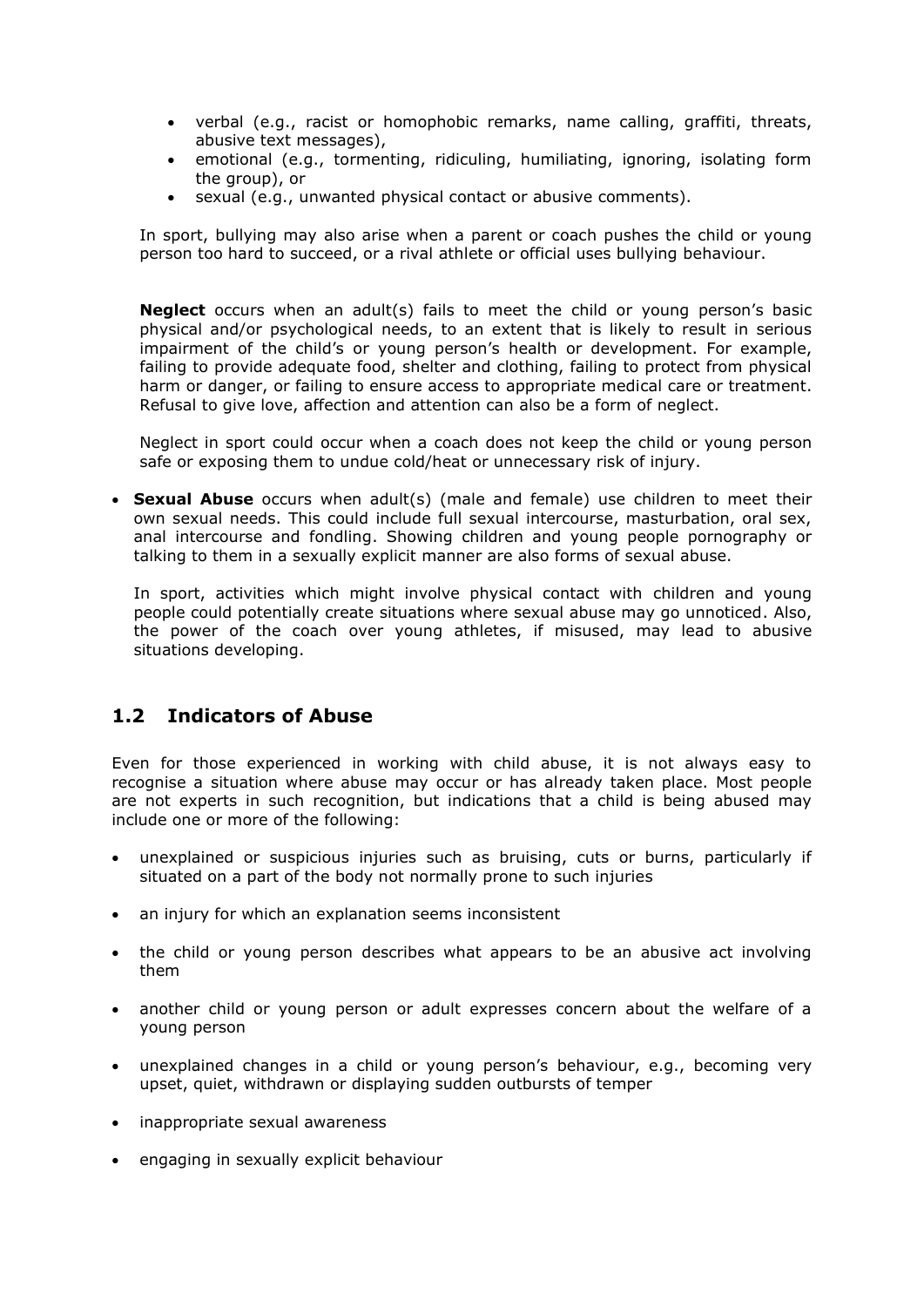- verbal (e.g., racist or homophobic remarks, name calling, graffiti, threats, abusive text messages),
- emotional (e.g., tormenting, ridiculing, humiliating, ignoring, isolating form the group), or
- sexual (e.g., unwanted physical contact or abusive comments).

In sport, bullying may also arise when a parent or coach pushes the child or young person too hard to succeed, or a rival athlete or official uses bullying behaviour.

**Neglect** occurs when an adult(s) fails to meet the child or young person's basic physical and/or psychological needs, to an extent that is likely to result in serious impairment of the child's or young person's health or development. For example, failing to provide adequate food, shelter and clothing, failing to protect from physical harm or danger, or failing to ensure access to appropriate medical care or treatment. Refusal to give love, affection and attention can also be a form of neglect.

Neglect in sport could occur when a coach does not keep the child or young person safe or exposing them to undue cold/heat or unnecessary risk of injury.

- **Sexual Abuse** occurs when adult(s) (male and female) use children to meet their own sexual needs. This could include full sexual intercourse, masturbation, oral sex, anal intercourse and fondling. Showing children and young people pornography or talking to them in a sexually explicit manner are also forms of sexual abuse.

  In sport, activities which might involve physical contact with children and young people could potentially create situations where sexual abuse may go unnoticed. Also, the power of the coach over young athletes, if misused, may lead to abusive situations developing.

## 1.2 Indicators of Abuse

Even for those experienced in working with child abuse, it is not always easy to recognise a situation where abuse may occur or has already taken place. Most people are not experts in such recognition, but indications that a child is being abused may include one or more of the following:

- unexplained or suspicious injuries such as bruising, cuts or burns, particularly if situated on a part of the body not normally prone to such injuries
- an injury for which an explanation seems inconsistent
- the child or young person describes what appears to be an abusive act involving them
- another child or young person or adult expresses concern about the welfare of a young person
- unexplained changes in a child or young person's behaviour, e.g., becoming very upset, quiet, withdrawn or displaying sudden outbursts of temper
- inappropriate sexual awareness
- engaging in sexually explicit behaviour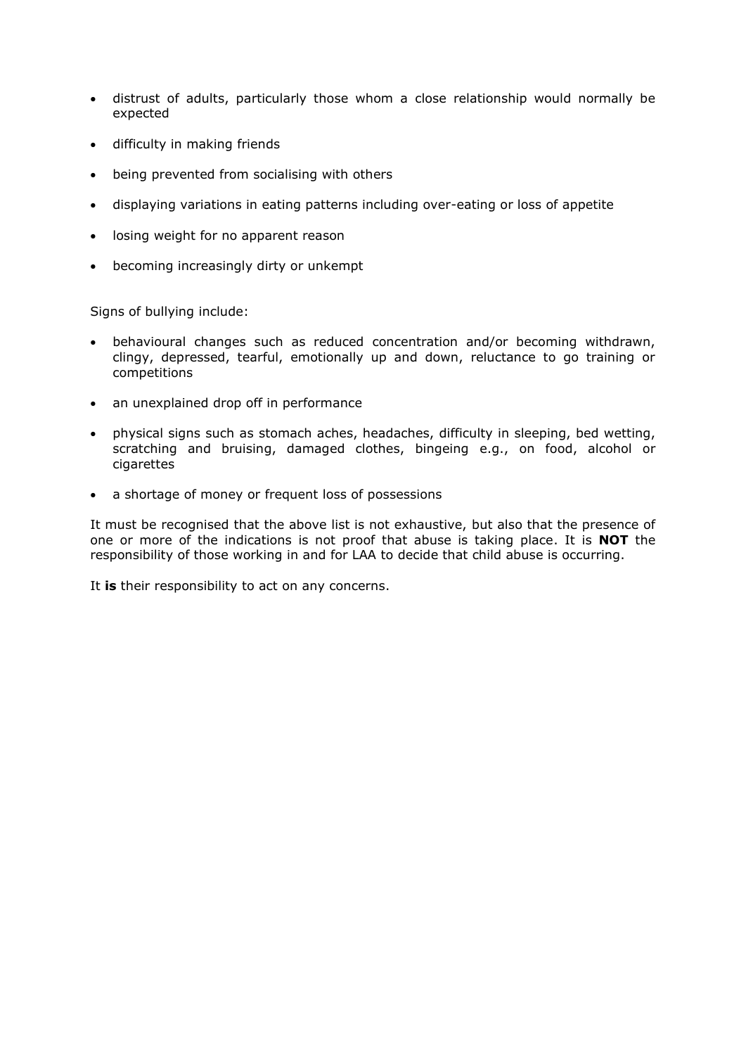- distrust of adults, particularly those whom a close relationship would normally be expected
- difficulty in making friends
- being prevented from socialising with others
- displaying variations in eating patterns including over-eating or loss of appetite
- losing weight for no apparent reason
- becoming increasingly dirty or unkempt

Signs of bullying include:

- behavioural changes such as reduced concentration and/or becoming withdrawn, clingy, depressed, tearful, emotionally up and down, reluctance to go training or competitions
- an unexplained drop off in performance
- physical signs such as stomach aches, headaches, difficulty in sleeping, bed wetting, scratching and bruising, damaged clothes, bingeing e.g., on food, alcohol or cigarettes
- a shortage of money or frequent loss of possessions

It must be recognised that the above list is not exhaustive, but also that the presence of one or more of the indications is not proof that abuse is taking place. It is **NOT** the responsibility of those working in and for LAA to decide that child abuse is occurring.

It **is** their responsibility to act on any concerns.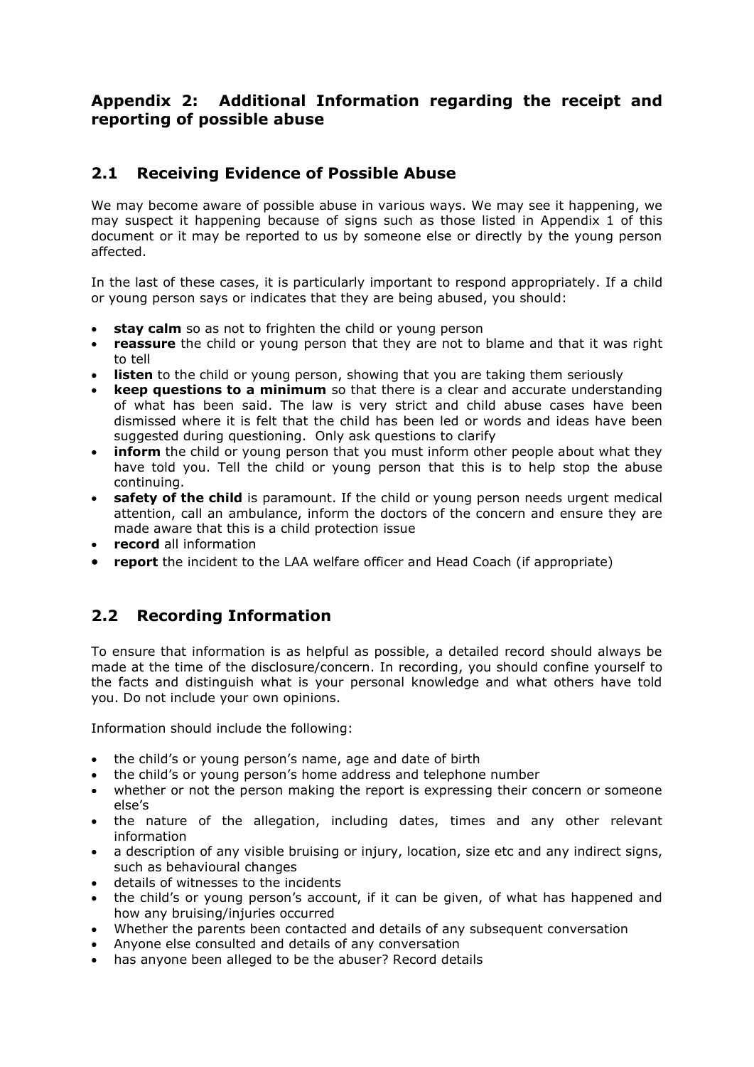## Appendix 2: Additional Information regarding the receipt and reporting of possible abuse

### 2.1 Receiving Evidence of Possible Abuse

We may become aware of possible abuse in various ways. We may see it happening, we may suspect it happening because of signs such as those listed in Appendix 1 of this document or it may be reported to us by someone else or directly by the young person affected.

In the last of these cases, it is particularly important to respond appropriately. If a child or young person says or indicates that they are being abused, you should:

- **stay calm** so as not to frighten the child or young person
- **reassure** the child or young person that they are not to blame and that it was right to tell
- **listen** to the child or young person, showing that you are taking them seriously
- **keep questions to a minimum** so that there is a clear and accurate understanding of what has been said. The law is very strict and child abuse cases have been dismissed where it is felt that the child has been led or words and ideas have been suggested during questioning. Only ask questions to clarify
- **inform** the child or young person that you must inform other people about what they have told you. Tell the child or young person that this is to help stop the abuse continuing.
- **safety of the child** is paramount. If the child or young person needs urgent medical attention, call an ambulance, inform the doctors of the concern and ensure they are made aware that this is a child protection issue
- **record** all information
- **report** the incident to the LAA welfare officer and Head Coach (if appropriate)

### 2.2 Recording Information

To ensure that information is as helpful as possible, a detailed record should always be made at the time of the disclosure/concern. In recording, you should confine yourself to the facts and distinguish what is your personal knowledge and what others have told you. Do not include your own opinions.

Information should include the following:

- the child's or young person's name, age and date of birth
- the child's or young person's home address and telephone number
- whether or not the person making the report is expressing their concern or someone else's
- the nature of the allegation, including dates, times and any other relevant information
- a description of any visible bruising or injury, location, size etc and any indirect signs, such as behavioural changes
- details of witnesses to the incidents
- the child's or young person's account, if it can be given, of what has happened and how any bruising/injuries occurred
- Whether the parents been contacted and details of any subsequent conversation
- Anyone else consulted and details of any conversation
- has anyone been alleged to be the abuser? Record details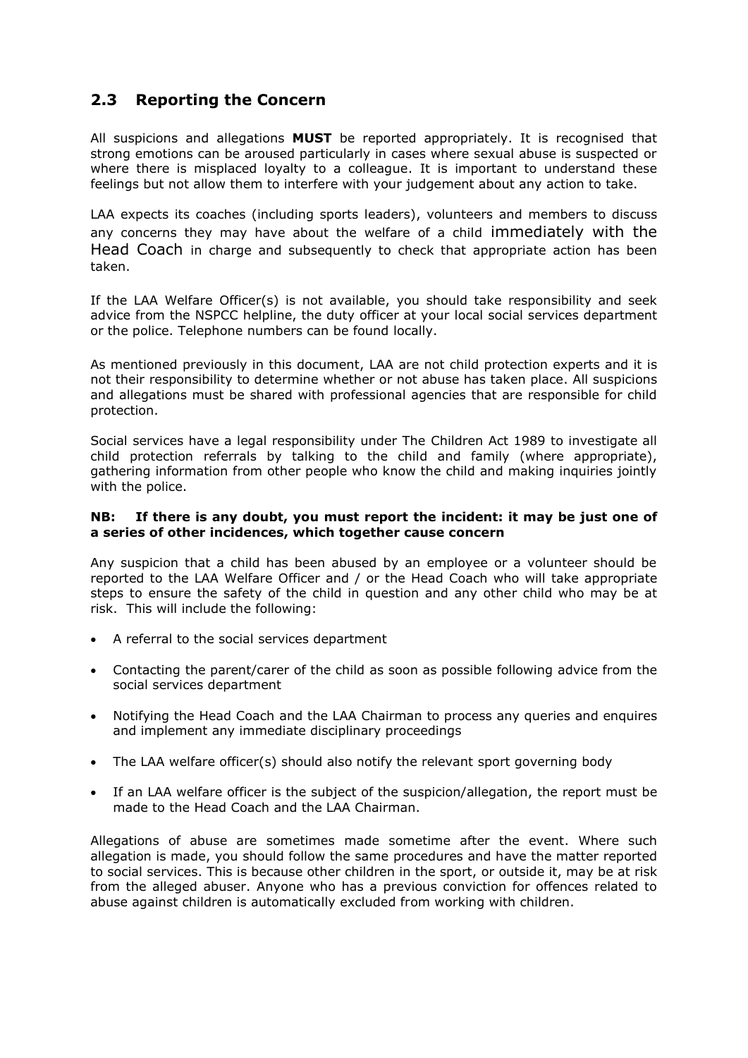## 2.3 Reporting the Concern

All suspicions and allegations **MUST** be reported appropriately. It is recognised that strong emotions can be aroused particularly in cases where sexual abuse is suspected or where there is misplaced loyalty to a colleague. It is important to understand these feelings but not allow them to interfere with your judgement about any action to take.

LAA expects its coaches (including sports leaders), volunteers and members to discuss any concerns they may have about the welfare of a child immediately with the Head Coach in charge and subsequently to check that appropriate action has been taken.

If the LAA Welfare Officer(s) is not available, you should take responsibility and seek advice from the NSPCC helpline, the duty officer at your local social services department or the police. Telephone numbers can be found locally.

As mentioned previously in this document, LAA are not child protection experts and it is not their responsibility to determine whether or not abuse has taken place. All suspicions and allegations must be shared with professional agencies that are responsible for child protection.

Social services have a legal responsibility under The Children Act 1989 to investigate all child protection referrals by talking to the child and family (where appropriate), gathering information from other people who know the child and making inquiries jointly with the police.

**NB: If there is any doubt, you must report the incident: it may be just one of a series of other incidences, which together cause concern**

Any suspicion that a child has been abused by an employee or a volunteer should be reported to the LAA Welfare Officer and / or the Head Coach who will take appropriate steps to ensure the safety of the child in question and any other child who may be at risk. This will include the following:

- A referral to the social services department
- Contacting the parent/carer of the child as soon as possible following advice from the social services department
- Notifying the Head Coach and the LAA Chairman to process any queries and enquires and implement any immediate disciplinary proceedings
- The LAA welfare officer(s) should also notify the relevant sport governing body
- If an LAA welfare officer is the subject of the suspicion/allegation, the report must be made to the Head Coach and the LAA Chairman.

Allegations of abuse are sometimes made sometime after the event. Where such allegation is made, you should follow the same procedures and have the matter reported to social services. This is because other children in the sport, or outside it, may be at risk from the alleged abuser. Anyone who has a previous conviction for offences related to abuse against children is automatically excluded from working with children.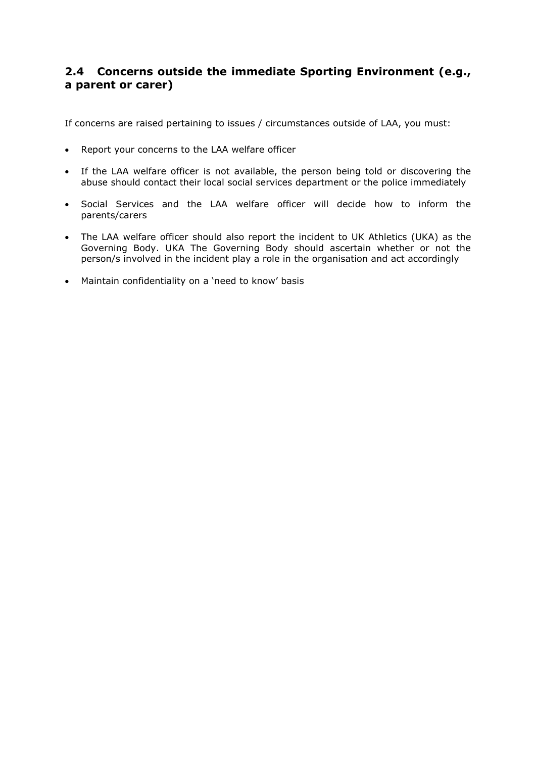## 2.4 Concerns outside the immediate Sporting Environment (e.g., a parent or carer)

If concerns are raised pertaining to issues / circumstances outside of LAA, you must:

- Report your concerns to the LAA welfare officer
- If the LAA welfare officer is not available, the person being told or discovering the abuse should contact their local social services department or the police immediately
- Social Services and the LAA welfare officer will decide how to inform the parents/carers
- The LAA welfare officer should also report the incident to UK Athletics (UKA) as the Governing Body. UKA The Governing Body should ascertain whether or not the person/s involved in the incident play a role in the organisation and act accordingly
- Maintain confidentiality on a 'need to know' basis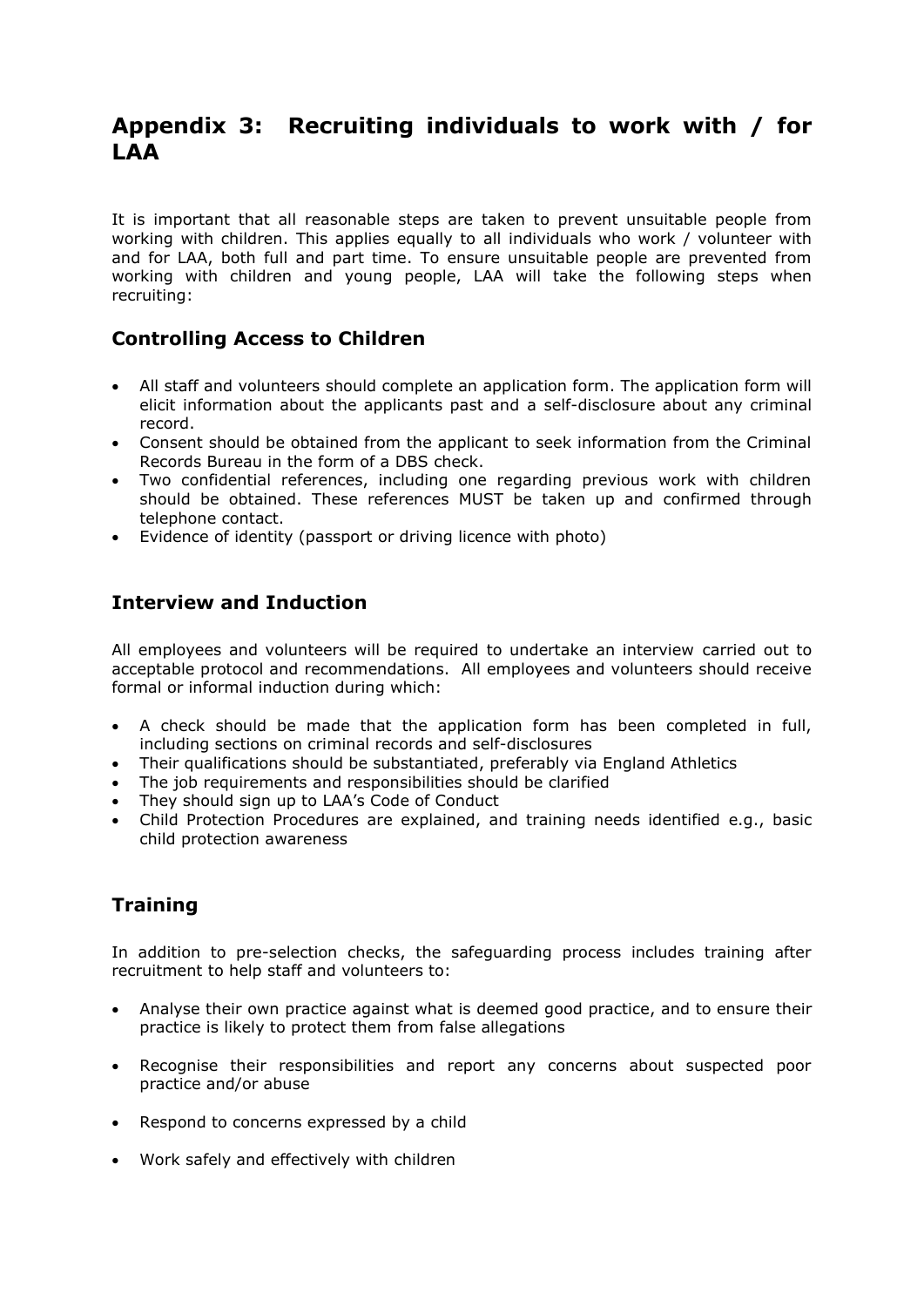# Appendix 3: Recruiting individuals to work with / for LAA

It is important that all reasonable steps are taken to prevent unsuitable people from working with children. This applies equally to all individuals who work / volunteer with and for LAA, both full and part time. To ensure unsuitable people are prevented from working with children and young people, LAA will take the following steps when recruiting:

## Controlling Access to Children

- All staff and volunteers should complete an application form. The application form will elicit information about the applicants past and a self-disclosure about any criminal record.
- Consent should be obtained from the applicant to seek information from the Criminal Records Bureau in the form of a DBS check.
- Two confidential references, including one regarding previous work with children should be obtained. These references MUST be taken up and confirmed through telephone contact.
- Evidence of identity (passport or driving licence with photo)

## Interview and Induction

All employees and volunteers will be required to undertake an interview carried out to acceptable protocol and recommendations. All employees and volunteers should receive formal or informal induction during which:

- A check should be made that the application form has been completed in full, including sections on criminal records and self-disclosures
- Their qualifications should be substantiated, preferably via England Athletics
- The job requirements and responsibilities should be clarified
- They should sign up to LAA's Code of Conduct
- Child Protection Procedures are explained, and training needs identified e.g., basic child protection awareness

## Training

In addition to pre-selection checks, the safeguarding process includes training after recruitment to help staff and volunteers to:

- Analyse their own practice against what is deemed good practice, and to ensure their practice is likely to protect them from false allegations
- Recognise their responsibilities and report any concerns about suspected poor practice and/or abuse
- Respond to concerns expressed by a child
- Work safely and effectively with children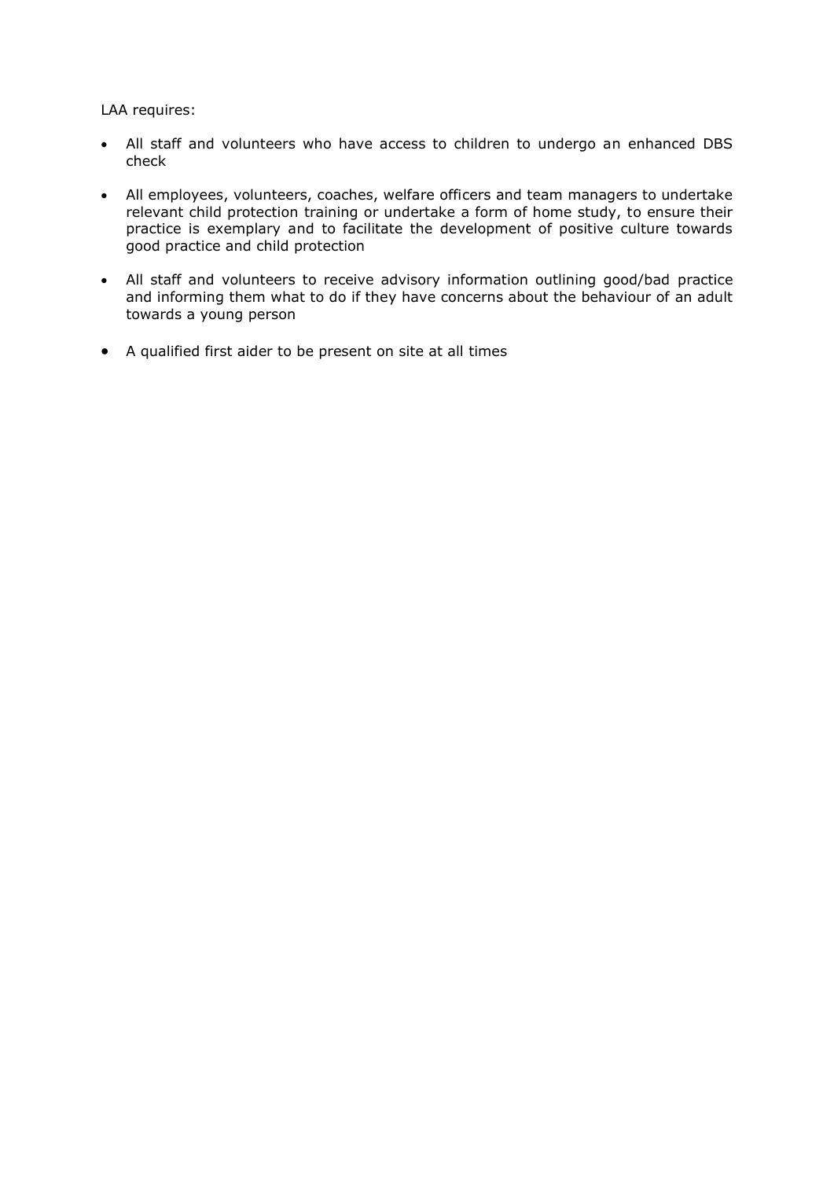LAA requires:

- All staff and volunteers who have access to children to undergo an enhanced DBS check
- All employees, volunteers, coaches, welfare officers and team managers to undertake relevant child protection training or undertake a form of home study, to ensure their practice is exemplary and to facilitate the development of positive culture towards good practice and child protection
- All staff and volunteers to receive advisory information outlining good/bad practice and informing them what to do if they have concerns about the behaviour of an adult towards a young person
- A qualified first aider to be present on site at all times